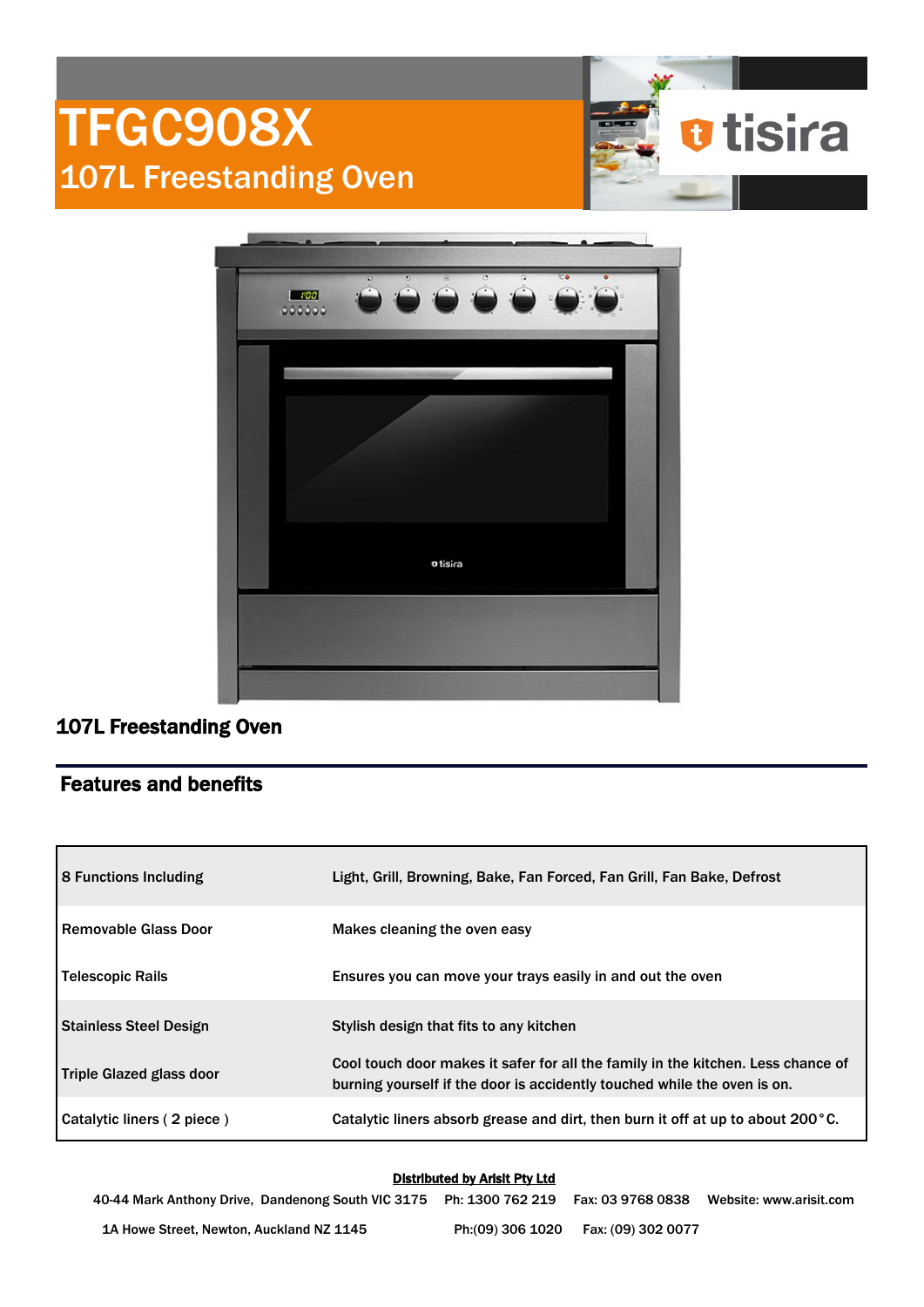# TFGC908X

## 107L Freestanding Oven

tisira

### 107L Freestanding Oven

## Features and benefits

| | |
|---|---|
| 8 Functions Including | Light, Grill, Browning, Bake, Fan Forced, Fan Grill, Fan Bake, Defrost |
| Removable Glass Door | Makes cleaning the oven easy |
| Telescopic Rails | Ensures you can move your trays easily in and out the oven |
| Stainless Steel Design | Stylish design that fits to any kitchen |
| Triple Glazed glass door | Cool touch door makes it safer for all the family in the kitchen. Less chance of burning yourself if the door is accidently touched while the oven is on. |
| Catalytic liners ( 2 piece ) | Catalytic liners absorb grease and dirt, then burn it off at up to about 200°C. |

**Distributed by Arisit Pty Ltd**

40-44 Mark Anthony Drive, Dandenong South VIC 3175 Ph: 1300 762 219 Fax: 03 9768 0838 Website: www.arisit.com

1A Howe Street, Newton, Auckland NZ 1145 Ph:(09) 306 1020 Fax: (09) 302 0077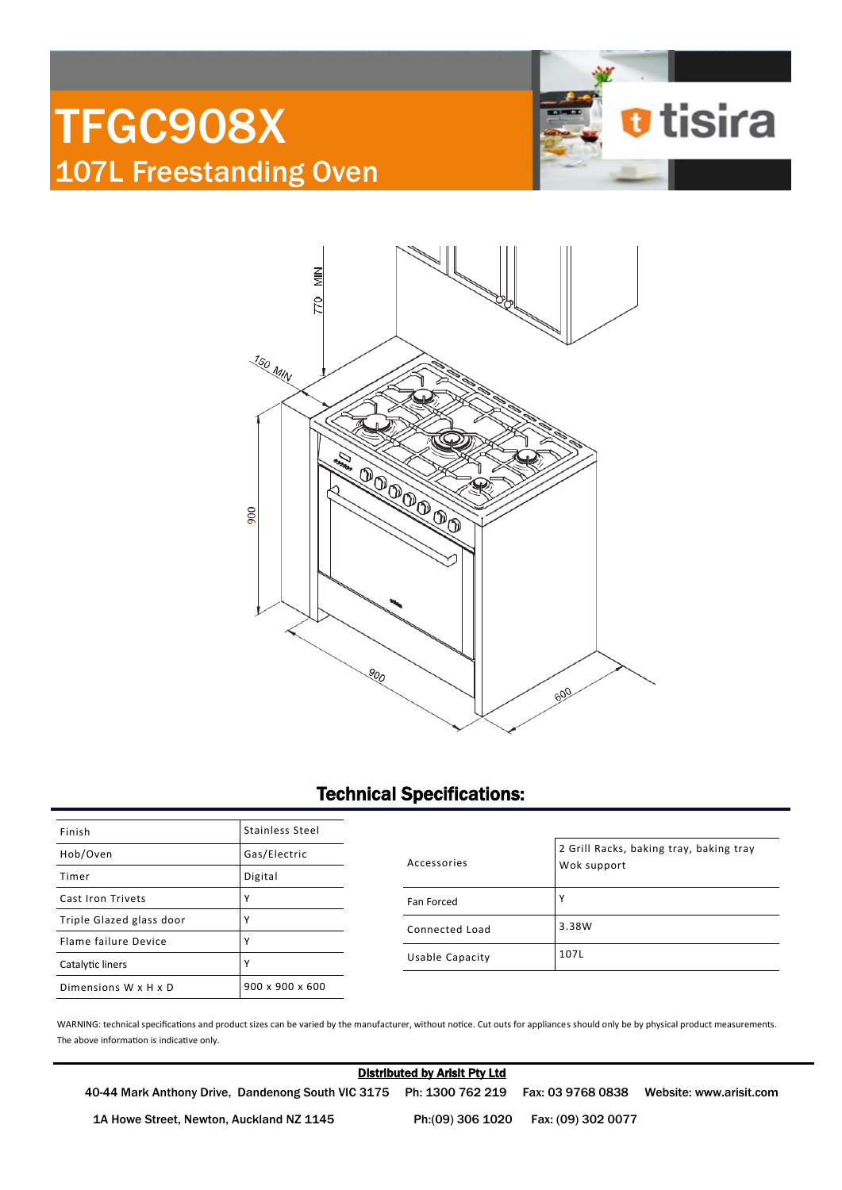# TFGC908X

## 107L Freestanding Oven

770 MIN

150 MIN

900

900

600

## Technical Specifications:

| | |
|---|---|
| Finish | Stainless Steel |
| Hob/Oven | Gas/Electric |
| Timer | Digital |
| Cast Iron Trivets | Y |
| Triple Glazed glass door | Y |
| Flame failure Device | Y |
| Catalytic liners | Y |
| Dimensions W x H x D | 900 x 900 x 600 |

| | |
|---|---|
| Accessories | 2 Grill Racks, baking tray, baking tray<br>Wok support |
| Fan Forced | Y |
| Connected Load | 3.38W |
| Usable Capacity | 107L |

WARNING: technical specifications and product sizes can be varied by the manufacturer, without notice. Cut outs for appliances should only be by physical product measurements. The above information is indicative only.

**Distributed by Arisit Pty Ltd**

40-44 Mark Anthony Drive, Dandenong South VIC 3175 Ph: 1300 762 219 Fax: 03 9768 0838 Website: www.arisit.com

1A Howe Street, Newton, Auckland NZ 1145 Ph:(09) 306 1020 Fax: (09) 302 0077